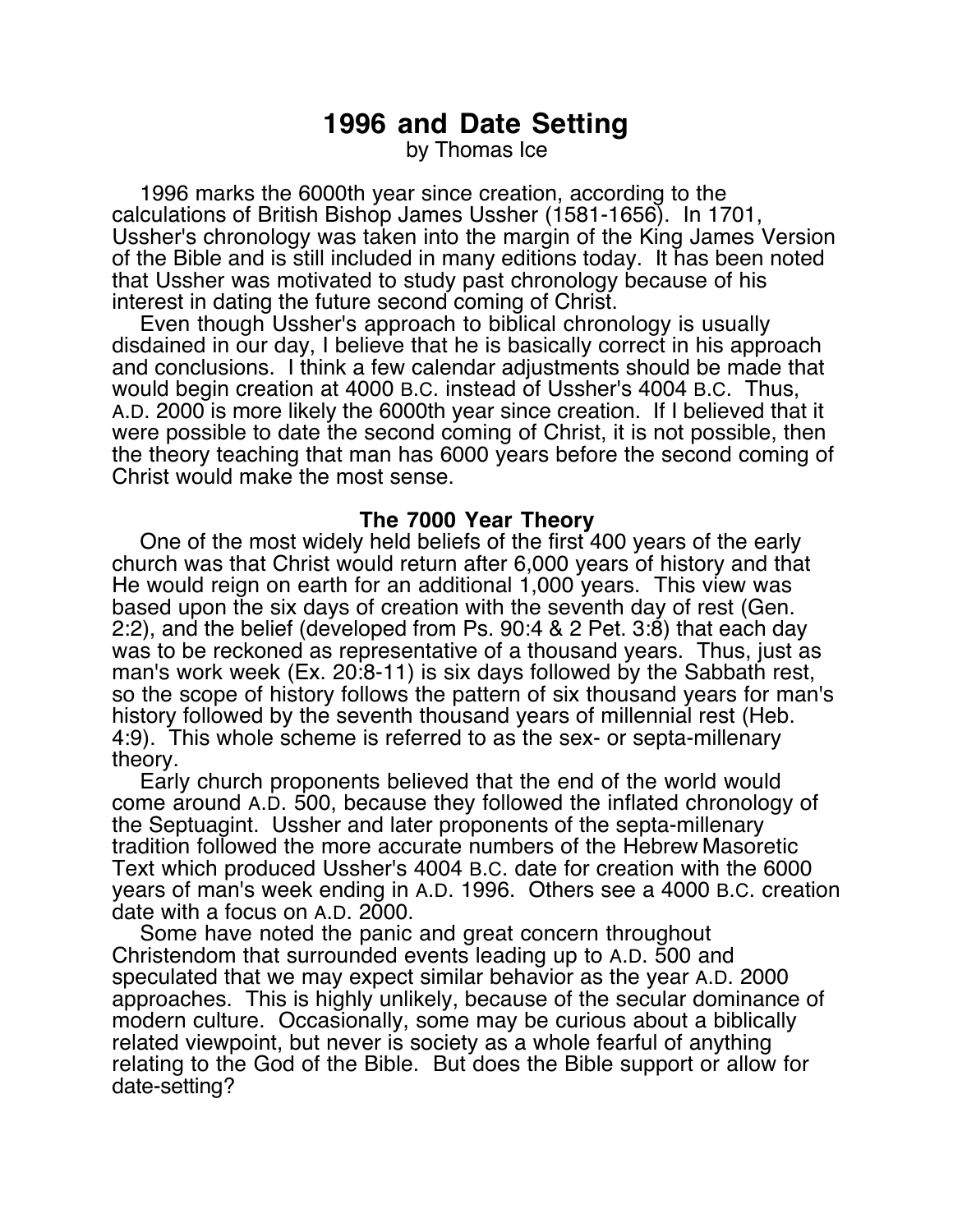# 1996 and Date Setting

by Thomas Ice

1996 marks the 6000th year since creation, according to the calculations of British Bishop James Ussher (1581-1656). In 1701, Ussher's chronology was taken into the margin of the King James Version of the Bible and is still included in many editions today. It has been noted that Ussher was motivated to study past chronology because of his interest in dating the future second coming of Christ.

Even though Ussher's approach to biblical chronology is usually disdained in our day, I believe that he is basically correct in his approach and conclusions. I think a few calendar adjustments should be made that would begin creation at 4000 B.C. instead of Ussher's 4004 B.C. Thus, A.D. 2000 is more likely the 6000th year since creation. If I believed that it were possible to date the second coming of Christ, it is not possible, then the theory teaching that man has 6000 years before the second coming of Christ would make the most sense.

## The 7000 Year Theory

One of the most widely held beliefs of the first 400 years of the early church was that Christ would return after 6,000 years of history and that He would reign on earth for an additional 1,000 years. This view was based upon the six days of creation with the seventh day of rest (Gen. 2:2), and the belief (developed from Ps. 90:4 & 2 Pet. 3:8) that each day was to be reckoned as representative of a thousand years. Thus, just as man's work week (Ex. 20:8-11) is six days followed by the Sabbath rest, so the scope of history follows the pattern of six thousand years for man's history followed by the seventh thousand years of millennial rest (Heb. 4:9). This whole scheme is referred to as the sex- or septa-millenary theory.

Early church proponents believed that the end of the world would come around A.D. 500, because they followed the inflated chronology of the Septuagint. Ussher and later proponents of the septa-millenary tradition followed the more accurate numbers of the Hebrew Masoretic Text which produced Ussher's 4004 B.C. date for creation with the 6000 years of man's week ending in A.D. 1996. Others see a 4000 B.C. creation date with a focus on A.D. 2000.

Some have noted the panic and great concern throughout Christendom that surrounded events leading up to A.D. 500 and speculated that we may expect similar behavior as the year A.D. 2000 approaches. This is highly unlikely, because of the secular dominance of modern culture. Occasionally, some may be curious about a biblically related viewpoint, but never is society as a whole fearful of anything relating to the God of the Bible. But does the Bible support or allow for date-setting?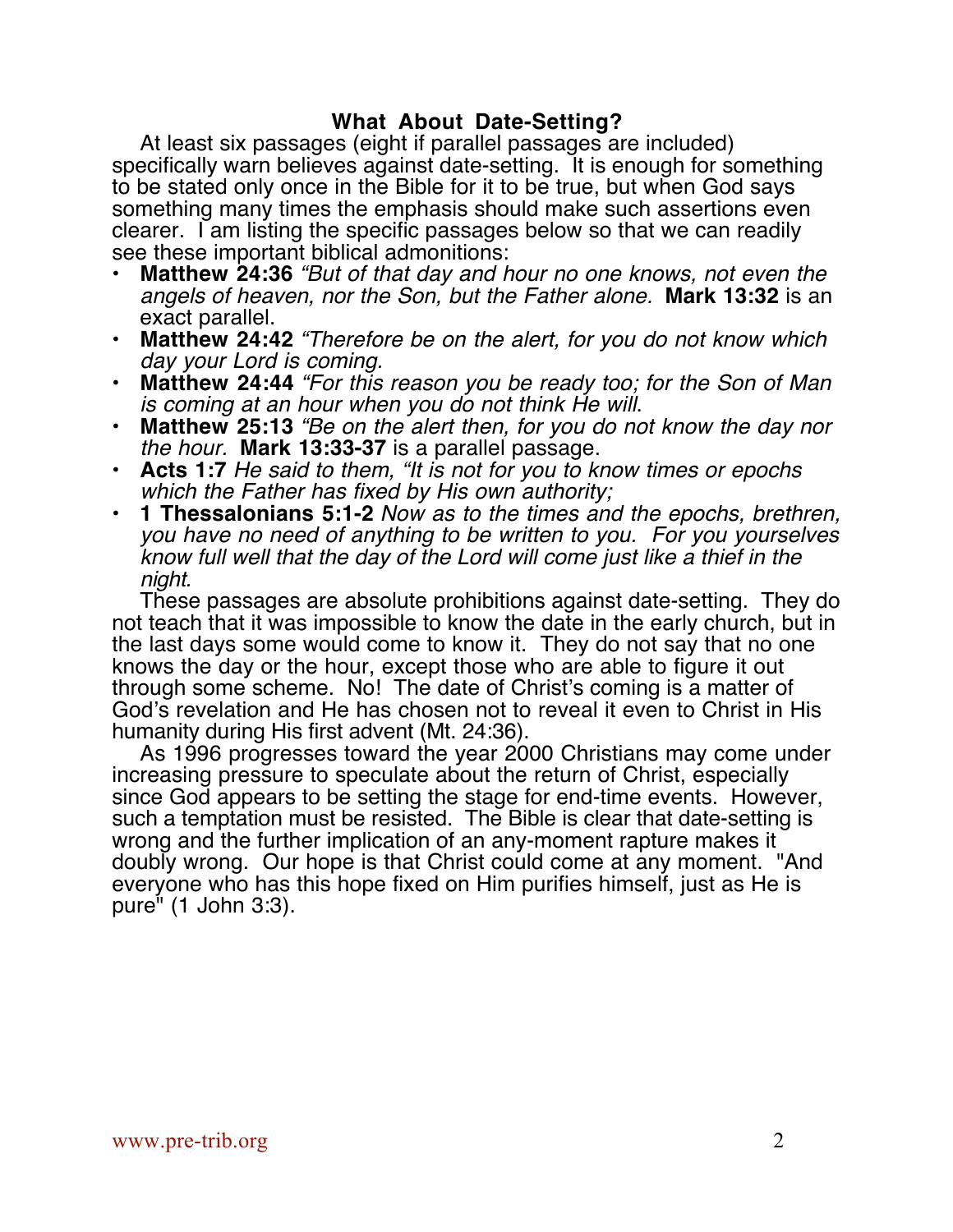## What About Date-Setting?

At least six passages (eight if parallel passages are included) specifically warn believes against date-setting. It is enough for something to be stated only once in the Bible for it to be true, but when God says something many times the emphasis should make such assertions even clearer. I am listing the specific passages below so that we can readily see these important biblical admonitions:

- **Matthew 24:36** *"But of that day and hour no one knows, not even the angels of heaven, nor the Son, but the Father alone.* **Mark 13:32** is an exact parallel.
- **Matthew 24:42** *"Therefore be on the alert, for you do not know which day your Lord is coming.*
- **Matthew 24:44** *"For this reason you be ready too; for the Son of Man is coming at an hour when you do not think He will.*
- **Matthew 25:13** *"Be on the alert then, for you do not know the day nor the hour.* **Mark 13:33-37** is a parallel passage.
- **Acts 1:7** *He said to them, "It is not for you to know times or epochs which the Father has fixed by His own authority;*
- **1 Thessalonians 5:1-2** *Now as to the times and the epochs, brethren, you have no need of anything to be written to you. For you yourselves know full well that the day of the Lord will come just like a thief in the night.*

These passages are absolute prohibitions against date-setting. They do not teach that it was impossible to know the date in the early church, but in the last days some would come to know it. They do not say that no one knows the day or the hour, except those who are able to figure it out through some scheme. No! The date of Christ's coming is a matter of God's revelation and He has chosen not to reveal it even to Christ in His humanity during His first advent (Mt. 24:36).

As 1996 progresses toward the year 2000 Christians may come under increasing pressure to speculate about the return of Christ, especially since God appears to be setting the stage for end-time events. However, such a temptation must be resisted. The Bible is clear that date-setting is wrong and the further implication of an any-moment rapture makes it doubly wrong. Our hope is that Christ could come at any moment. "And everyone who has this hope fixed on Him purifies himself, just as He is pure" (1 John 3:3).